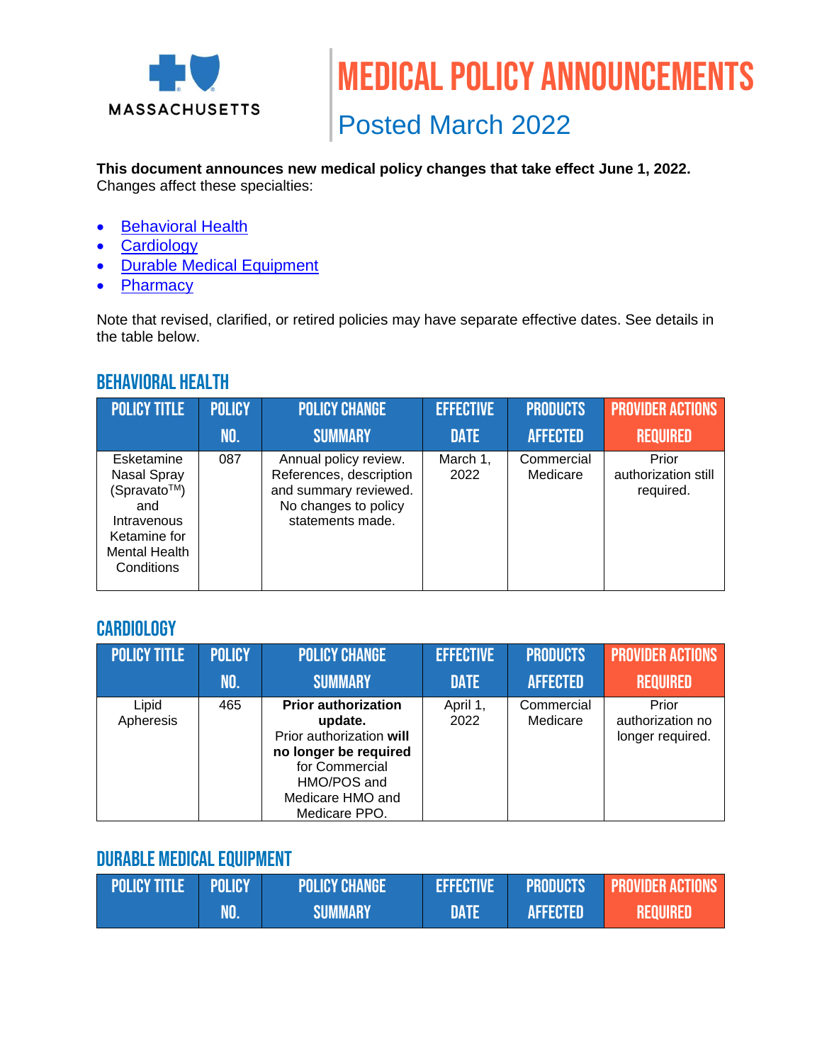MASSACHUSETTS

# MEDICAL POLICY ANNOUNCEMENTS

## Posted March 2022

**This document announces new medical policy changes that take effect June 1, 2022.** Changes affect these specialties:

- Behavioral Health
- Cardiology
- Durable Medical Equipment
- Pharmacy

Note that revised, clarified, or retired policies may have separate effective dates. See details in the table below.

## BEHAVIORAL HEALTH

| POLICY TITLE | POLICY NO. | POLICY CHANGE SUMMARY | EFFECTIVE DATE | PRODUCTS AFFECTED | PROVIDER ACTIONS REQUIRED |
|---|---|---|---|---|---|
| Esketamine Nasal Spray (Spravato™) and Intravenous Ketamine for Mental Health Conditions | 087 | Annual policy review. References, description and summary reviewed. No changes to policy statements made. | March 1, 2022 | Commercial Medicare | Prior authorization still required. |

## CARDIOLOGY

| POLICY TITLE | POLICY NO. | POLICY CHANGE SUMMARY | EFFECTIVE DATE | PRODUCTS AFFECTED | PROVIDER ACTIONS REQUIRED |
|---|---|---|---|---|---|
| Lipid Apheresis | 465 | **Prior authorization update.** Prior authorization **will no longer be required** for Commercial HMO/POS and Medicare HMO and Medicare PPO. | April 1, 2022 | Commercial Medicare | Prior authorization no longer required. |

## DURABLE MEDICAL EQUIPMENT

| POLICY TITLE | POLICY NO. | POLICY CHANGE SUMMARY | EFFECTIVE DATE | PRODUCTS AFFECTED | PROVIDER ACTIONS REQUIRED |
|---|---|---|---|---|---|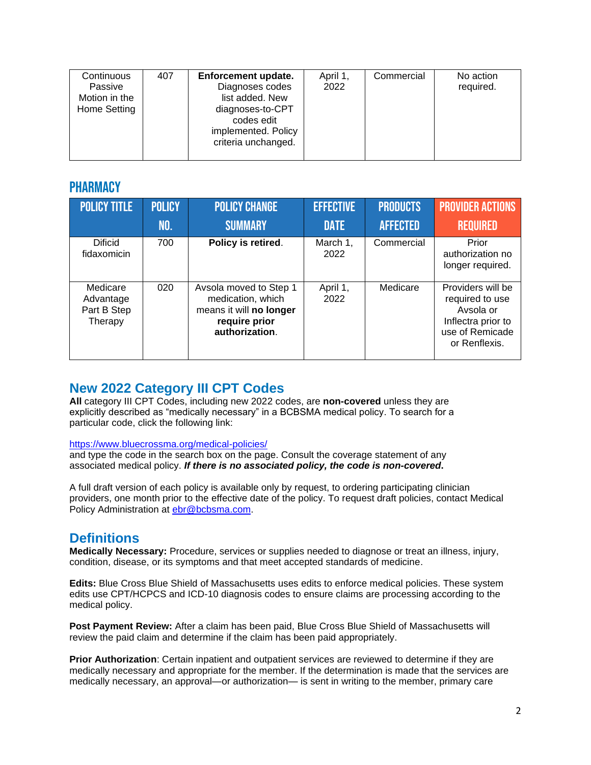| Continuous Passive Motion in the Home Setting | 407 | **Enforcement update.** Diagnoses codes list added. New diagnoses-to-CPT codes edit implemented. Policy criteria unchanged. | April 1, 2022 | Commercial | No action required. |
|---|---|---|---|---|---|

## PHARMACY

| POLICY TITLE | POLICY NO. | POLICY CHANGE SUMMARY | EFFECTIVE DATE | PRODUCTS AFFECTED | PROVIDER ACTIONS REQUIRED |
|---|---|---|---|---|---|
| Dificid fidaxomicin | 700 | **Policy is retired**. | March 1, 2022 | Commercial | Prior authorization no longer required. |
| Medicare Advantage Part B Step Therapy | 020 | Avsola moved to Step 1 medication, which means it will **no longer require prior authorization**. | April 1, 2022 | Medicare | Providers will be required to use Avsola or Inflectra prior to use of Remicade or Renflexis. |

## New 2022 Category III CPT Codes

**All** category III CPT Codes, including new 2022 codes, are **non-covered** unless they are explicitly described as "medically necessary" in a BCBSMA medical policy. To search for a particular code, click the following link:

https://www.bluecrossma.org/medical-policies/
and type the code in the search box on the page. Consult the coverage statement of any associated medical policy. ***If there is no associated policy, the code is non-covered.***

A full draft version of each policy is available only by request, to ordering participating clinician providers, one month prior to the effective date of the policy. To request draft policies, contact Medical Policy Administration at ebr@bcbsma.com.

## Definitions

**Medically Necessary:** Procedure, services or supplies needed to diagnose or treat an illness, injury, condition, disease, or its symptoms and that meet accepted standards of medicine.

**Edits:** Blue Cross Blue Shield of Massachusetts uses edits to enforce medical policies. These system edits use CPT/HCPCS and ICD-10 diagnosis codes to ensure claims are processing according to the medical policy.

**Post Payment Review:** After a claim has been paid, Blue Cross Blue Shield of Massachusetts will review the paid claim and determine if the claim has been paid appropriately.

**Prior Authorization**: Certain inpatient and outpatient services are reviewed to determine if they are medically necessary and appropriate for the member. If the determination is made that the services are medically necessary, an approval—or authorization— is sent in writing to the member, primary care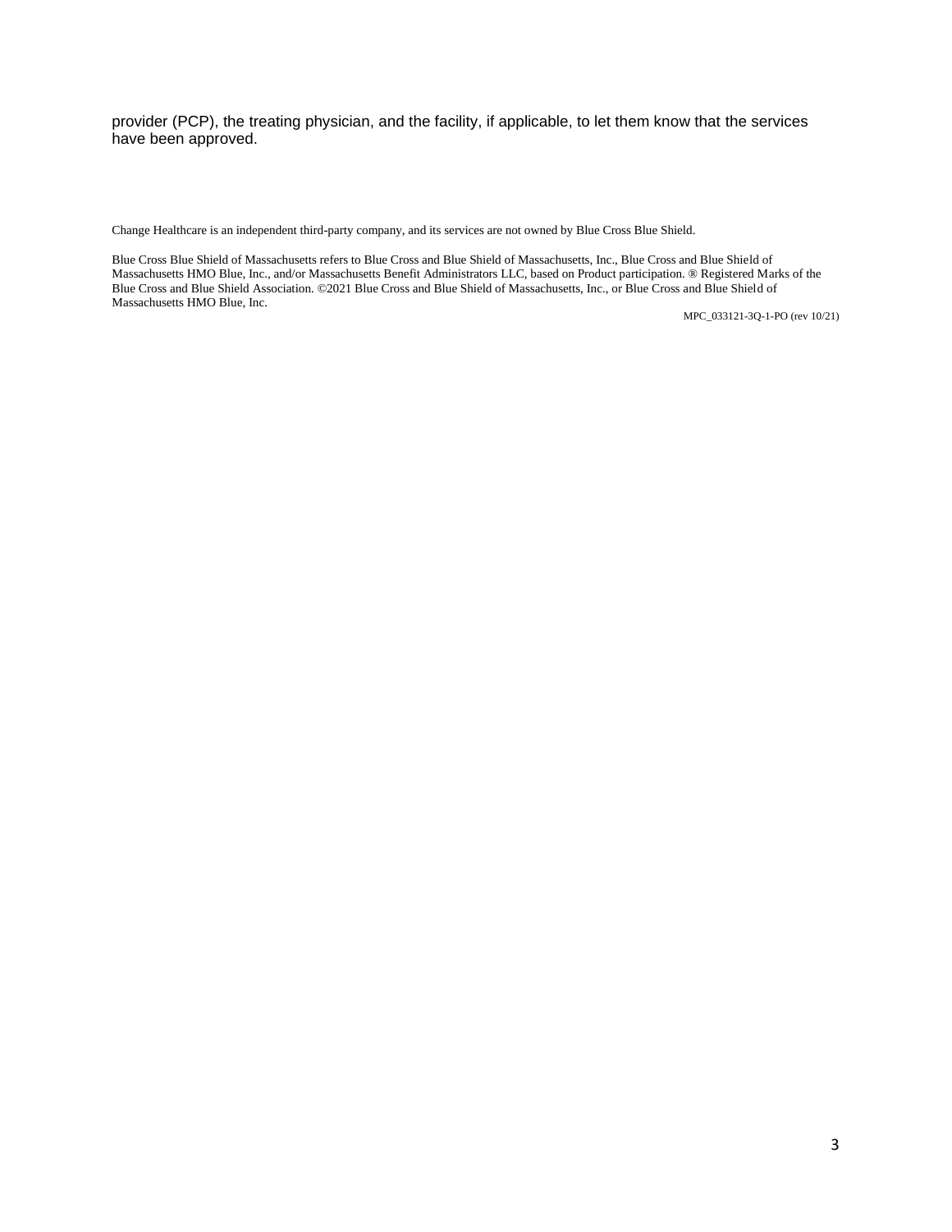provider (PCP), the treating physician, and the facility, if applicable, to let them know that the services have been approved.

Change Healthcare is an independent third-party company, and its services are not owned by Blue Cross Blue Shield.

Blue Cross Blue Shield of Massachusetts refers to Blue Cross and Blue Shield of Massachusetts, Inc., Blue Cross and Blue Shield of Massachusetts HMO Blue, Inc., and/or Massachusetts Benefit Administrators LLC, based on Product participation. ® Registered Marks of the Blue Cross and Blue Shield Association. ©2021 Blue Cross and Blue Shield of Massachusetts, Inc., or Blue Cross and Blue Shield of Massachusetts HMO Blue, Inc.

MPC_033121-3Q-1-PO (rev 10/21)